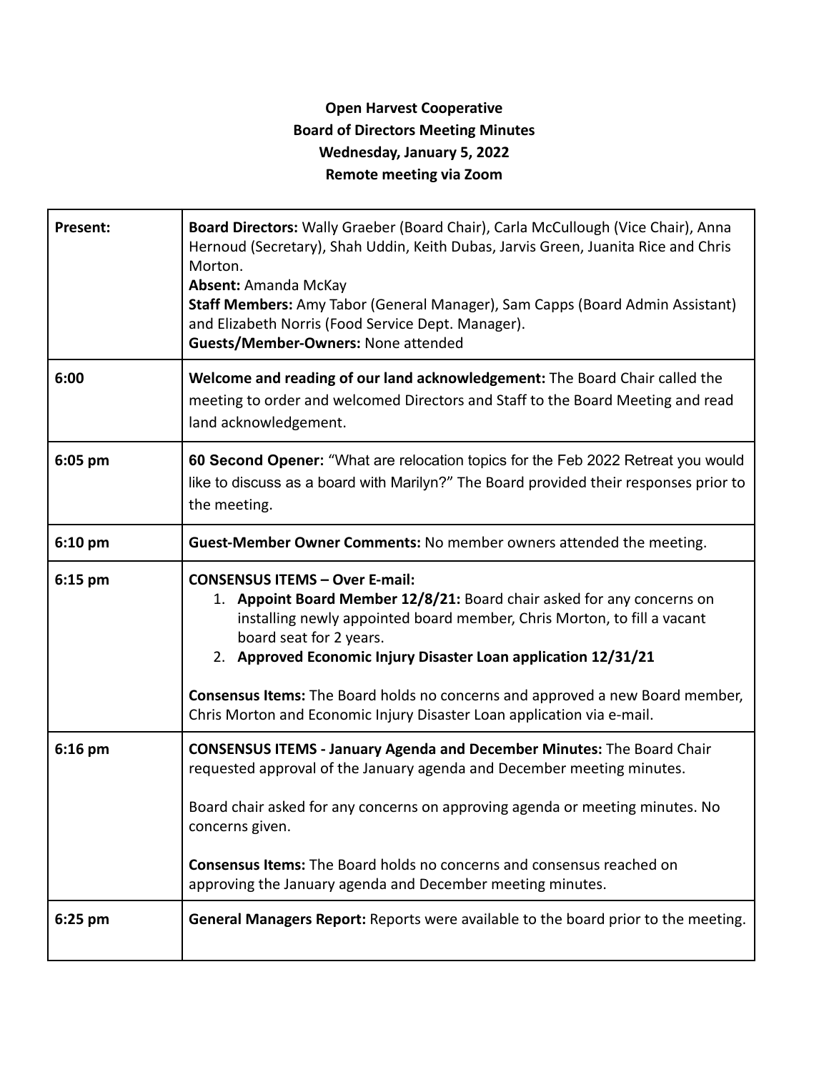**Open Harvest Cooperative**
**Board of Directors Meeting Minutes**
**Wednesday, January 5, 2022**
**Remote meeting via Zoom**

| | |
|---|---|
| **Present:** | **Board Directors:** Wally Graeber (Board Chair), Carla McCullough (Vice Chair), Anna Hernoud (Secretary), Shah Uddin, Keith Dubas, Jarvis Green, Juanita Rice and Chris Morton.<br>**Absent:** Amanda McKay<br>**Staff Members:** Amy Tabor (General Manager), Sam Capps (Board Admin Assistant) and Elizabeth Norris (Food Service Dept. Manager).<br>**Guests/Member-Owners:** None attended |
| **6:00** | **Welcome and reading of our land acknowledgement:** The Board Chair called the meeting to order and welcomed Directors and Staff to the Board Meeting and read land acknowledgement. |
| **6:05 pm** | **60 Second Opener:** "What are relocation topics for the Feb 2022 Retreat you would like to discuss as a board with Marilyn?" The Board provided their responses prior to the meeting. |
| **6:10 pm** | **Guest-Member Owner Comments:** No member owners attended the meeting. |
| **6:15 pm** | **CONSENSUS ITEMS – Over E-mail:**<br>1. **Appoint Board Member 12/8/21:** Board chair asked for any concerns on installing newly appointed board member, Chris Morton, to fill a vacant board seat for 2 years.<br>2. **Approved Economic Injury Disaster Loan application 12/31/21**<br><br>**Consensus Items:** The Board holds no concerns and approved a new Board member, Chris Morton and Economic Injury Disaster Loan application via e-mail. |
| **6:16 pm** | **CONSENSUS ITEMS - January Agenda and December Minutes:** The Board Chair requested approval of the January agenda and December meeting minutes.<br><br>Board chair asked for any concerns on approving agenda or meeting minutes. No concerns given.<br><br>**Consensus Items:** The Board holds no concerns and consensus reached on approving the January agenda and December meeting minutes. |
| **6:25 pm** | **General Managers Report:** Reports were available to the board prior to the meeting. |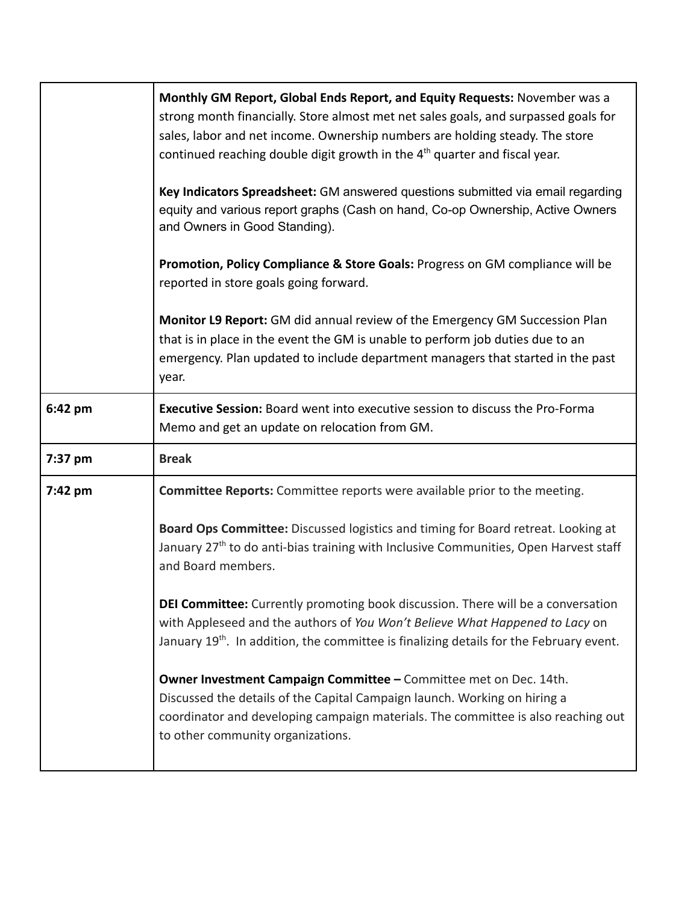| | |
|---|---|
| | **Monthly GM Report, Global Ends Report, and Equity Requests:** November was a strong month financially. Store almost met net sales goals, and surpassed goals for sales, labor and net income. Ownership numbers are holding steady. The store continued reaching double digit growth in the 4th quarter and fiscal year.<br><br>**Key Indicators Spreadsheet:** GM answered questions submitted via email regarding equity and various report graphs (Cash on hand, Co-op Ownership, Active Owners and Owners in Good Standing).<br><br>**Promotion, Policy Compliance & Store Goals:** Progress on GM compliance will be reported in store goals going forward.<br><br>**Monitor L9 Report:** GM did annual review of the Emergency GM Succession Plan that is in place in the event the GM is unable to perform job duties due to an emergency. Plan updated to include department managers that started in the past year. |
| **6:42 pm** | **Executive Session:** Board went into executive session to discuss the Pro-Forma Memo and get an update on relocation from GM. |
| **7:37 pm** | **Break** |
| **7:42 pm** | **Committee Reports:** Committee reports were available prior to the meeting.<br><br>**Board Ops Committee:** Discussed logistics and timing for Board retreat. Looking at January 27th to do anti-bias training with Inclusive Communities, Open Harvest staff and Board members.<br><br>**DEI Committee:** Currently promoting book discussion. There will be a conversation with Appleseed and the authors of *You Won't Believe What Happened to Lacy* on January 19th. In addition, the committee is finalizing details for the February event.<br><br>**Owner Investment Campaign Committee –** Committee met on Dec. 14th. Discussed the details of the Capital Campaign launch. Working on hiring a coordinator and developing campaign materials. The committee is also reaching out to other community organizations. |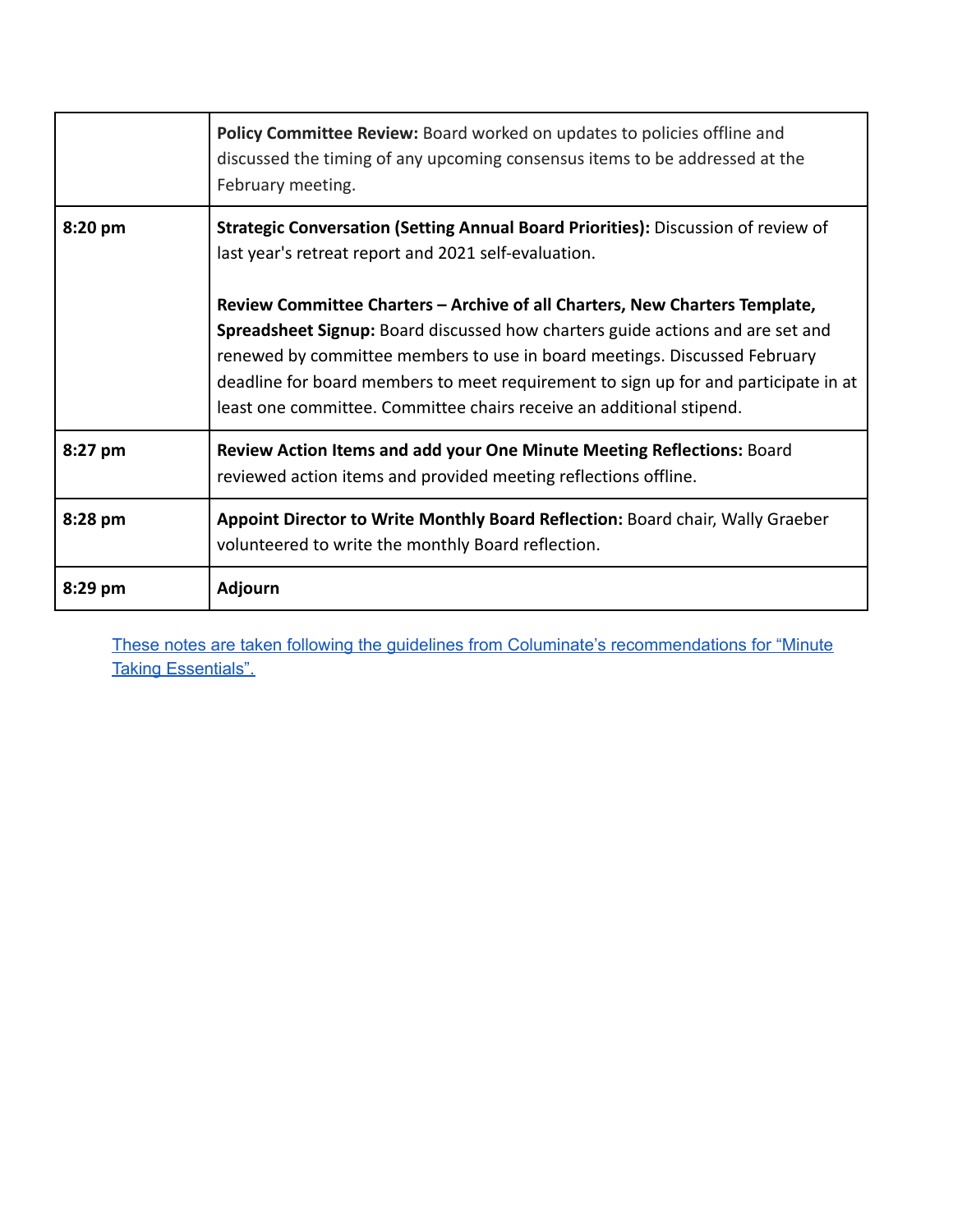| | |
|---|---|
| | **Policy Committee Review:** Board worked on updates to policies offline and discussed the timing of any upcoming consensus items to be addressed at the February meeting. |
| **8:20 pm** | **Strategic Conversation (Setting Annual Board Priorities):** Discussion of review of last year's retreat report and 2021 self-evaluation.<br><br>**Review Committee Charters – Archive of all Charters, New Charters Template, Spreadsheet Signup:** Board discussed how charters guide actions and are set and renewed by committee members to use in board meetings. Discussed February deadline for board members to meet requirement to sign up for and participate in at least one committee. Committee chairs receive an additional stipend. |
| **8:27 pm** | **Review Action Items and add your One Minute Meeting Reflections:** Board reviewed action items and provided meeting reflections offline. |
| **8:28 pm** | **Appoint Director to Write Monthly Board Reflection:** Board chair, Wally Graeber volunteered to write the monthly Board reflection. |
| **8:29 pm** | **Adjourn** |

These notes are taken following the guidelines from Columinate's recommendations for "Minute Taking Essentials".